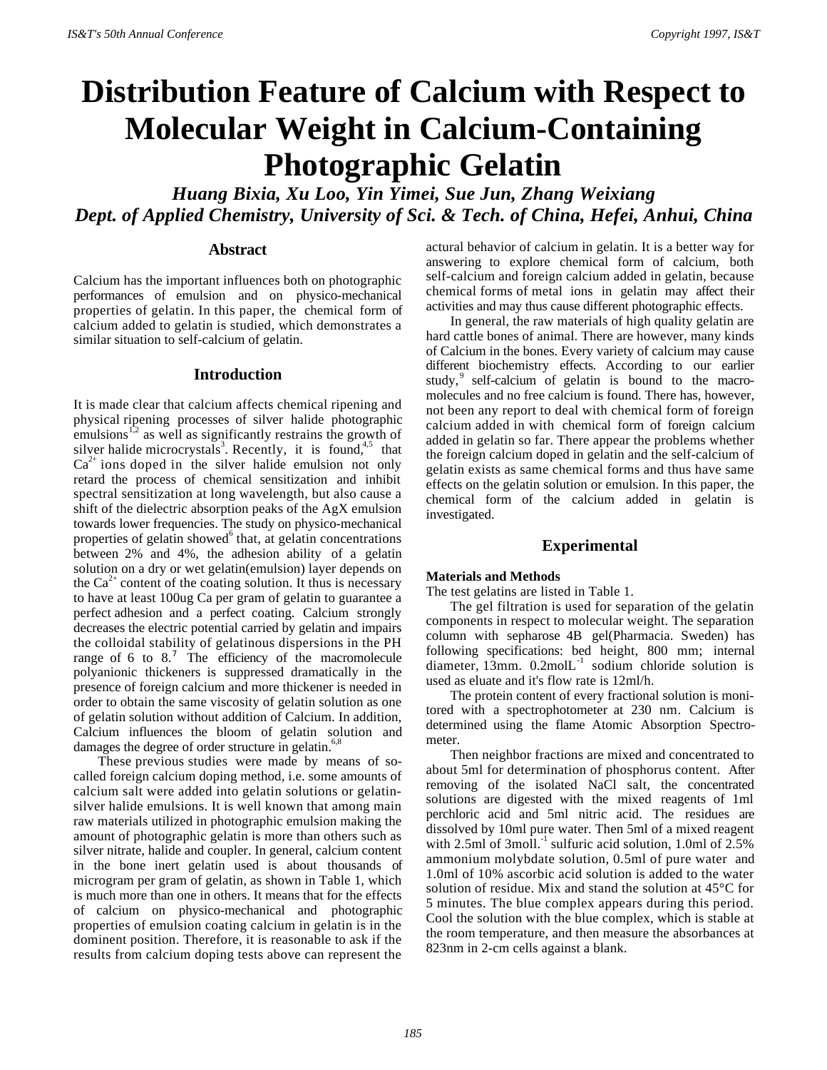# Distribution Feature of Calcium with Respect to Molecular Weight in Calcium-Containing Photographic Gelatin

*Huang Bixia, Xu Loo, Yin Yimei, Sue Jun, Zhang Weixiang*
*Dept. of Applied Chemistry, University of Sci. & Tech. of China, Hefei, Anhui, China*

## Abstract

Calcium has the important influences both on photographic performances of emulsion and on physico-mechanical properties of gelatin. In this paper, the chemical form of calcium added to gelatin is studied, which demonstrates a similar situation to self-calcium of gelatin.

## Introduction

It is made clear that calcium affects chemical ripening and physical ripening processes of silver halide photographic emulsions[1,2] as well as significantly restrains the growth of silver halide microcrystals[3]. Recently, it is found,[4,5] that $Ca^{2+}$ ions doped in the silver halide emulsion not only retard the process of chemical sensitization and inhibit spectral sensitization at long wavelength, but also cause a shift of the dielectric absorption peaks of the AgX emulsion towards lower frequencies. The study on physico-mechanical properties of gelatin showed[6] that, at gelatin concentrations between 2% and 4%, the adhesion ability of a gelatin solution on a dry or wet gelatin(emulsion) layer depends on the $Ca^{2+}$ content of the coating solution. It thus is necessary to have at least 100ug Ca per gram of gelatin to guarantee a perfect adhesion and a perfect coating. Calcium strongly decreases the electric potential carried by gelatin and impairs the colloidal stability of gelatinous dispersions in the PH range of 6 to 8.[7] The efficiency of the macromolecule polyanionic thickeners is suppressed dramatically in the presence of foreign calcium and more thickener is needed in order to obtain the same viscosity of gelatin solution as one of gelatin solution without addition of Calcium. In addition, Calcium influences the bloom of gelatin solution and damages the degree of order structure in gelatin.[6,8]

These previous studies were made by means of so-called foreign calcium doping method, i.e. some amounts of calcium salt were added into gelatin solutions or gelatin-silver halide emulsions. It is well known that among main raw materials utilized in photographic emulsion making the amount of photographic gelatin is more than others such as silver nitrate, halide and coupler. In general, calcium content in the bone inert gelatin used is about thousands of microgram per gram of gelatin, as shown in Table 1, which is much more than one in others. It means that for the effects of calcium on physico-mechanical and photographic properties of emulsion coating calcium in gelatin is in the dominent position. Therefore, it is reasonable to ask if the results from calcium doping tests above can represent the actural behavior of calcium in gelatin. It is a better way for answering to explore chemical form of calcium, both self-calcium and foreign calcium added in gelatin, because chemical forms of metal ions in gelatin may affect their activities and may thus cause different photographic effects.

In general, the raw materials of high quality gelatin are hard cattle bones of animal. There are however, many kinds of Calcium in the bones. Every variety of calcium may cause different biochemistry effects. According to our earlier study,[9] self-calcium of gelatin is bound to the macro-molecules and no free calcium is found. There has, however, not been any report to deal with chemical form of foreign calcium added in with chemical form of foreign calcium added in gelatin so far. There appear the problems whether the foreign calcium doped in gelatin and the self-calcium of gelatin exists as same chemical forms and thus have same effects on the gelatin solution or emulsion. In this paper, the chemical form of the calcium added in gelatin is investigated.

## Experimental

### Materials and Methods

The test gelatins are listed in Table 1.

The gel filtration is used for separation of the gelatin components in respect to molecular weight. The separation column with sepharose 4B gel(Pharmacia. Sweden) has following specifications: bed height, 800 mm; internal diameter, 13mm. $0.2molL^{-1}$ sodium chloride solution is used as eluate and it's flow rate is 12ml/h.

The protein content of every fractional solution is monitored with a spectrophotometer at 230 nm. Calcium is determined using the flame Atomic Absorption Spectrometer.

Then neighbor fractions are mixed and concentrated to about 5ml for determination of phosphorus content. After removing of the isolated NaCl salt, the concentrated solutions are digested with the mixed reagents of 1ml perchloric acid and 5ml nitric acid. The residues are dissolved by 10ml pure water. Then 5ml of a mixed reagent with 2.5ml of $3moll.^{-1}$ sulfuric acid solution, 1.0ml of 2.5% ammonium molybdate solution, 0.5ml of pure water and 1.0ml of 10% ascorbic acid solution is added to the water solution of residue. Mix and stand the solution at 45°C for 5 minutes. The blue complex appears during this period. Cool the solution with the blue complex, which is stable at the room temperature, and then measure the absorbances at 823nm in 2-cm cells against a blank.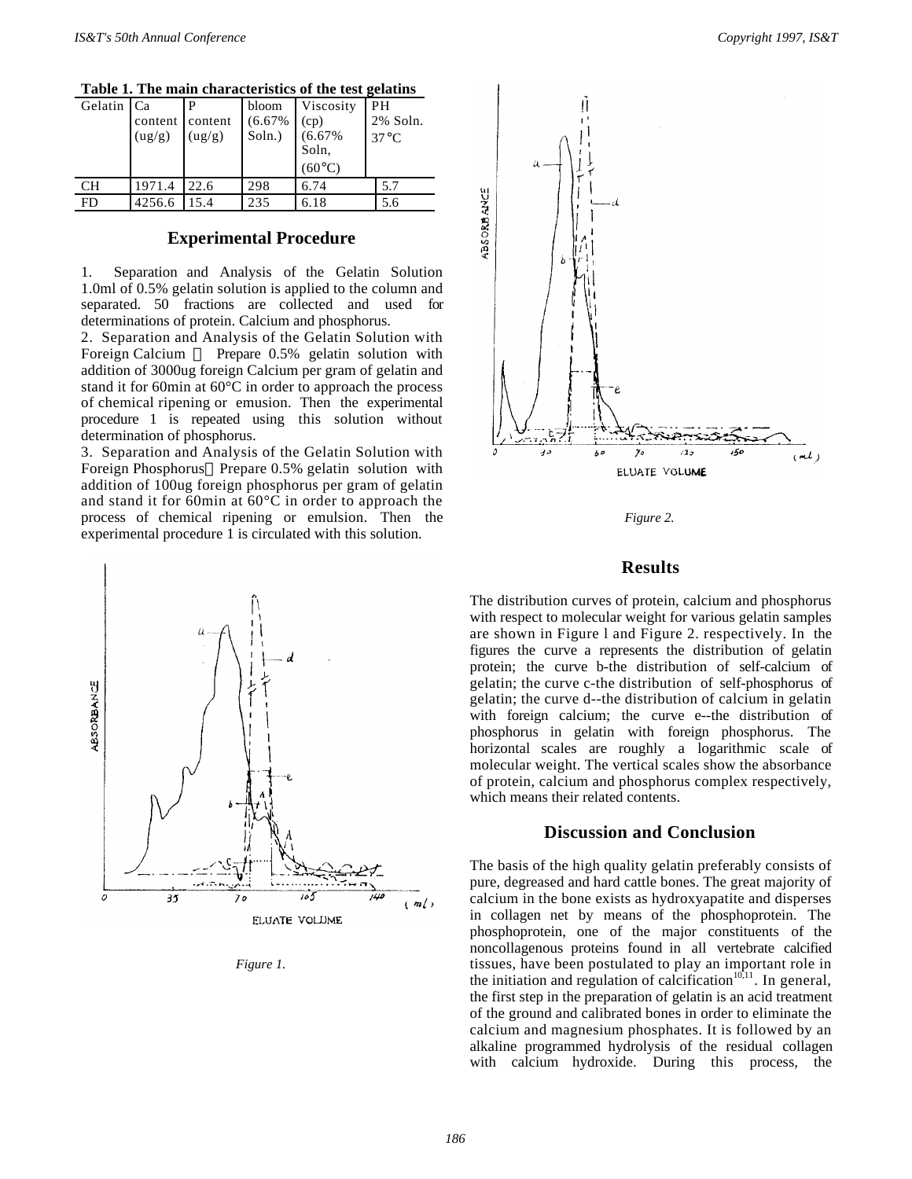**Table 1. The main characteristics of the test gelatins**

| Gelatin | Ca content (ug/g) | P content (ug/g) | bloom (6.67% Soln.) | Viscosity (cp) (6.67% Soln, (60°C) | PH 2% Soln. 37°C |
|---|---|---|---|---|---|
| CH | 1971.4 | 22.6 | 298 | 6.74 | 5.7 |
| FD | 4256.6 | 15.4 | 235 | 6.18 | 5.6 |

## Experimental Procedure

1. Separation and Analysis of the Gelatin Solution 1.0ml of 0.5% gelatin solution is applied to the column and separated. 50 fractions are collected and used for determinations of protein. Calcium and phosphorus.

2. Separation and Analysis of the Gelatin Solution with Foreign Calcium：Prepare 0.5% gelatin solution with addition of 3000ug foreign Calcium per gram of gelatin and stand it for 60min at 60°C in order to approach the process of chemical ripening or emusion. Then the experimental procedure 1 is repeated using this solution without determination of phosphorus.

3. Separation and Analysis of the Gelatin Solution with Foreign Phosphorus：Prepare 0.5% gelatin solution with addition of 100ug foreign phosphorus per gram of gelatin and stand it for 60min at 60°C in order to approach the process of chemical ripening or emulsion. Then the experimental procedure 1 is circulated with this solution.

*Figure 1.*

*Figure 2.*

## Results

The distribution curves of protein, calcium and phosphorus with respect to molecular weight for various gelatin samples are shown in Figure l and Figure 2. respectively. In the figures the curve a represents the distribution of gelatin protein; the curve b-the distribution of self-calcium of gelatin; the curve c-the distribution of self-phosphorus of gelatin; the curve d--the distribution of calcium in gelatin with foreign calcium; the curve e--the distribution of phosphorus in gelatin with foreign phosphorus. The horizontal scales are roughly a logarithmic scale of molecular weight. The vertical scales show the absorbance of protein, calcium and phosphorus complex respectively, which means their related contents.

## Discussion and Conclusion

The basis of the high quality gelatin preferably consists of pure, degreased and hard cattle bones. The great majority of calcium in the bone exists as hydroxyapatite and disperses in collagen net by means of the phosphoprotein. The phosphoprotein, one of the major constituents of the noncollagenous proteins found in all vertebrate calcified tissues, have been postulated to play an important role in the initiation and regulation of calcification[10,11]. In general, the first step in the preparation of gelatin is an acid treatment of the ground and calibrated bones in order to eliminate the calcium and magnesium phosphates. It is followed by an alkaline programmed hydrolysis of the residual collagen with calcium hydroxide. During this process, the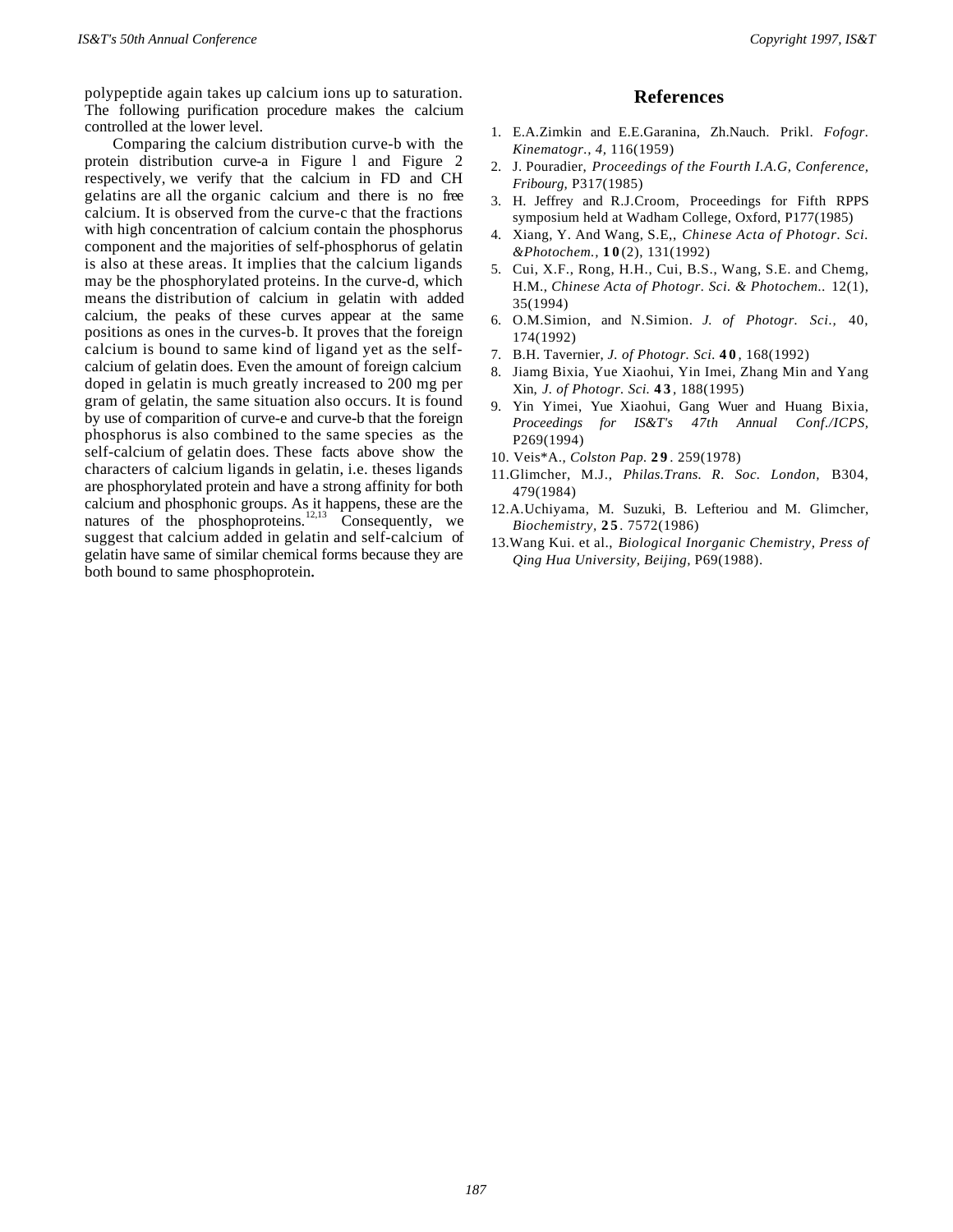polypeptide again takes up calcium ions up to saturation. The following purification procedure makes the calcium controlled at the lower level.

Comparing the calcium distribution curve-b with the protein distribution curve-a in Figure l and Figure 2 respectively, we verify that the calcium in FD and CH gelatins are all the organic calcium and there is no free calcium. It is observed from the curve-c that the fractions with high concentration of calcium contain the phosphorus component and the majorities of self-phosphorus of gelatin is also at these areas. It implies that the calcium ligands may be the phosphorylated proteins. In the curve-d, which means the distribution of calcium in gelatin with added calcium, the peaks of these curves appear at the same positions as ones in the curves-b. It proves that the foreign calcium is bound to same kind of ligand yet as the self-calcium of gelatin does. Even the amount of foreign calcium doped in gelatin is much greatly increased to 200 mg per gram of gelatin, the same situation also occurs. It is found by use of comparition of curve-e and curve-b that the foreign phosphorus is also combined to the same species as the self-calcium of gelatin does. These facts above show the characters of calcium ligands in gelatin, i.e. theses ligands are phosphorylated protein and have a strong affinity for both calcium and phosphonic groups. As it happens, these are the natures of the phosphoproteins.[12,13] Consequently, we suggest that calcium added in gelatin and self-calcium of gelatin have same of similar chemical forms because they are both bound to same phosphoprotein.

## References

1. E.A.Zimkin and E.E.Garanina, Zh.Nauch. Prikl. *Fofogr. Kinematogr., 4,* 116(1959)
2. J. Pouradier, *Proceedings of the Fourth I.A.G, Conference, Fribourg,* P317(1985)
3. H. Jeffrey and R.J.Croom, Proceedings for Fifth RPPS symposium held at Wadham College, Oxford, P177(1985)
4. Xiang, Y. And Wang, S.E,, *Chinese Acta of Photogr. Sci. &Photochem.,* **10**(2), 131(1992)
5. Cui, X.F., Rong, H.H., Cui, B.S., Wang, S.E. and Chemg, H.M., *Chinese Acta of Photogr. Sci. & Photochem..* 12(1), 35(1994)
6. O.M.Simion, and N.Simion. *J. of Photogr. Sci.,* 40, 174(1992)
7. B.H. Tavernier, *J. of Photogr. Sci.* **40**, 168(1992)
8. Jiamg Bixia, Yue Xiaohui, Yin Imei, Zhang Min and Yang Xin, *J. of Photogr. Sci.* **43**, 188(1995)
9. Yin Yimei, Yue Xiaohui, Gang Wuer and Huang Bixia, *Proceedings for IS&T's 47th Annual Conf./ICPS,* P269(1994)
10. Veis*A., *Colston Pap.* **29**. 259(1978)
11. Glimcher, M.J., *Philas.Trans. R. Soc. London,* B304, 479(1984)
12. A.Uchiyama, M. Suzuki, B. Lefteriou and M. Glimcher, *Biochemistry*, **25**. 7572(1986)
13. Wang Kui. et al., *Biological Inorganic Chemistry, Press of Qing Hua University, Beijing,* P69(1988).